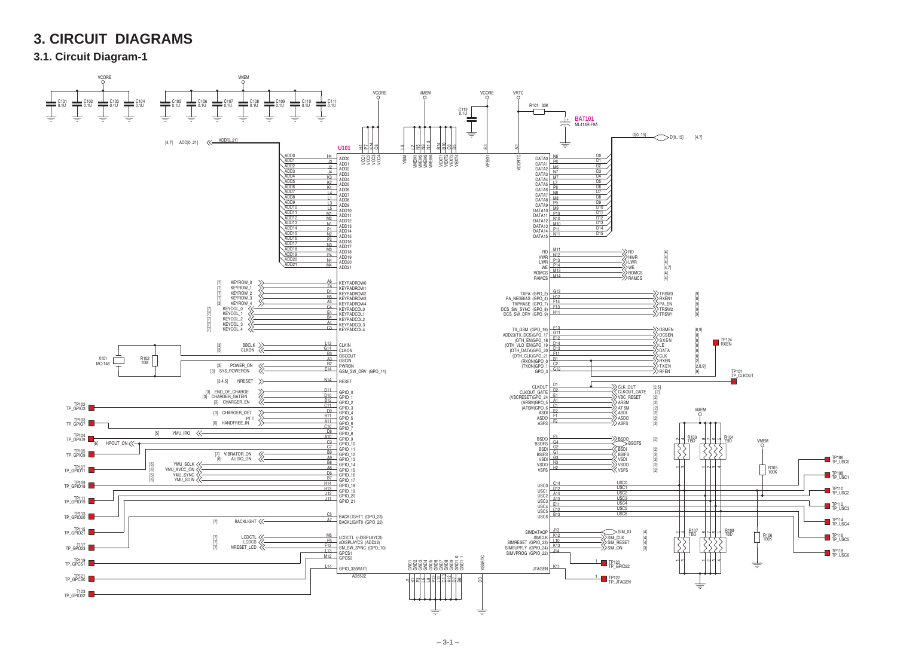# 3. CIRCUIT DIAGRAMS

## 3.1. Circuit Diagram-1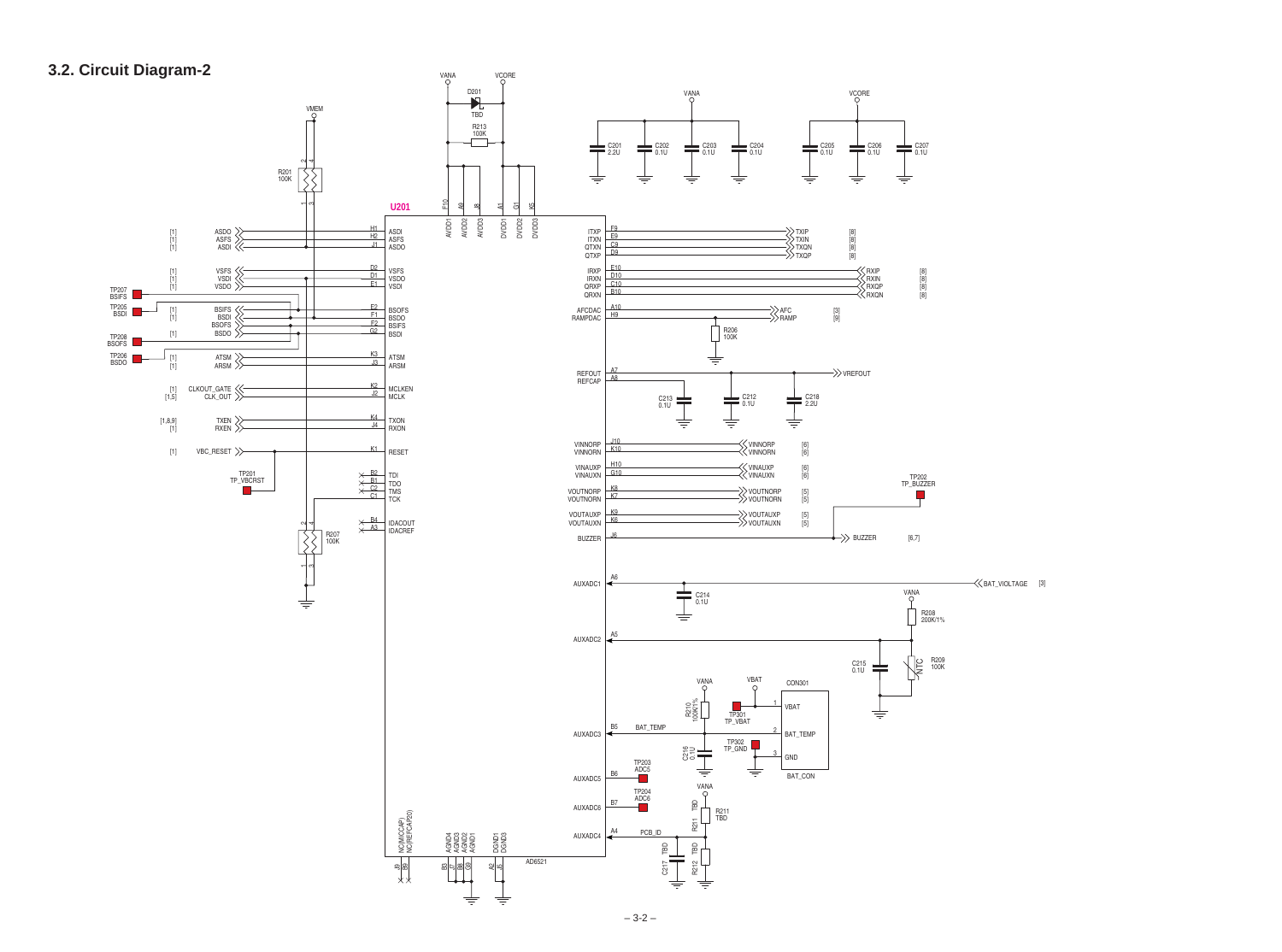## 3.2. Circuit Diagram-2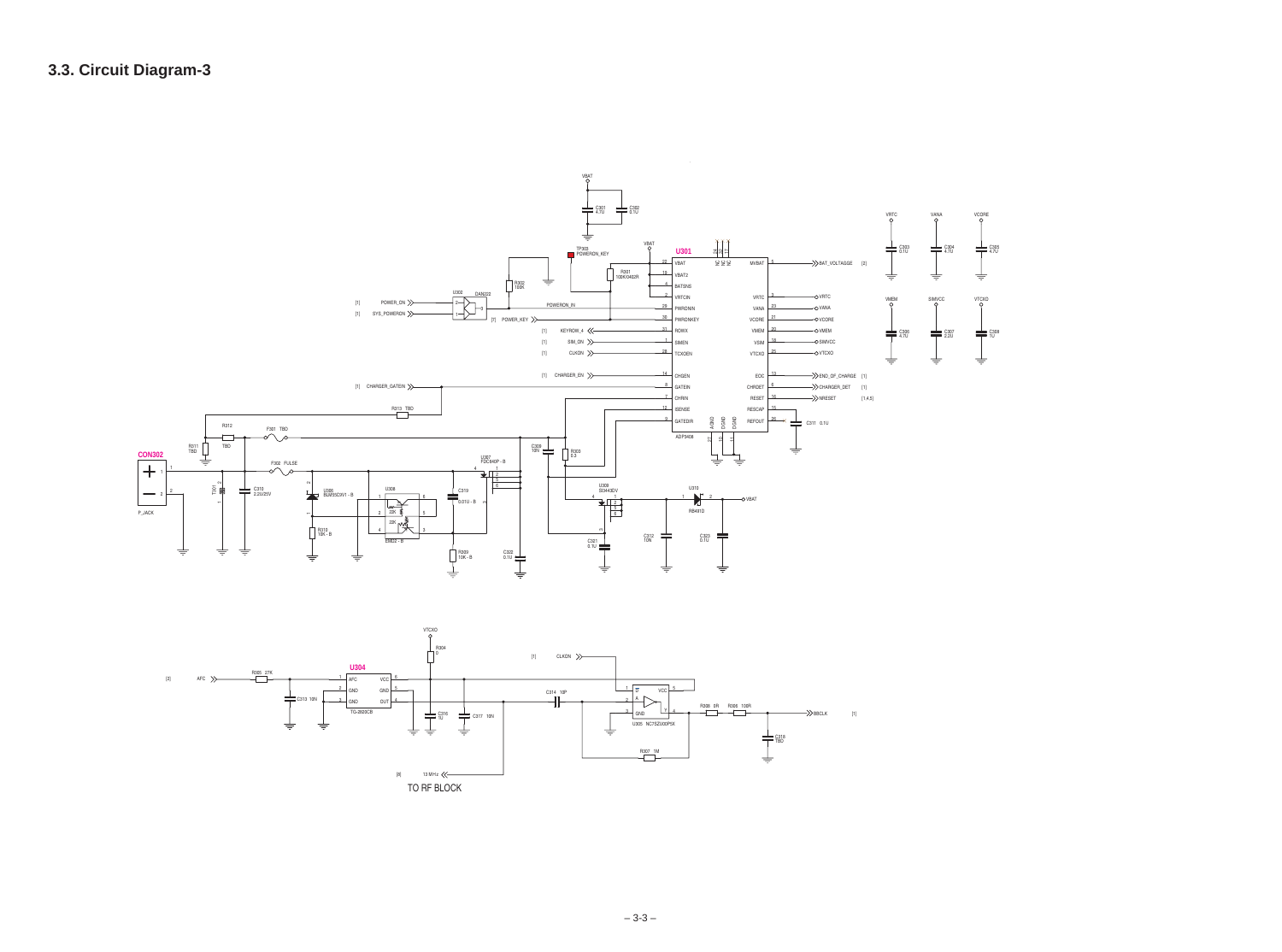## 3.3. Circuit Diagram-3

VBAT

C301 4.7U

C302 0.1U

TP303 POWERON_KEY

VBAT

U301

R301 100K/0402R

R302 100K

U302 DAN222

[1] POWER_ON

[1] SYS_POWERON

POWERON_IN

[7] POWER_KEY

[1] KEYROW_4

[1] SIM_ON

[1] CLKON

[1] CHARGER_EN

[1] CHARGER_GATEIN

R313 TBD

22 VBAT
19 VBAT2
4 BATSNS
2 VRTCIN
29 PWRONIN
30 PWRONKEY
31 ROWX
1 SIMEN
28 TCXOEN
14 CHGEN
8 GATEIN
7 CHRIN
12 ISENSE
9 GATEDR

MVBAT 5
VRTC 3
VANA 23
VCORE 21
VMEM 20
VSIM 18
VTCXO 25
EOC 13
CHRDET 6
RESET 16
RESCAP 15
REFOUT 26

AGND 27
DGND 10
DGND 11

ADP3408

BAT_VOLTAGE [2]

VRTC
VANA
VCORE
VMEM
SIMVCC
VTCXO

END_OF_CHARGE [1]
CHARGER_DET [1]
NRESET [1,4,5]

C311 0.1U

VRTC C303 0.1U
VANA C304 4.7U
VCORE C305 4.7U
VMEM C306 4.7U
SIMVCC C307 2.2U
VTCXO C308 1U

CON302

P_JACK

R311 TBD

R312 TBD

F301 TBD

F302 PULSE

T301

C310 2.2U/25V

U306 BLM55D3V1 - B

R310 10K - B

U308

22K

22K

EMD2 - B

C319 0.01U - B

R309 10K - B

C322 0.1U

U307 FDC640P - B

C309 10N

R303 0.3

U309 SI3443DV

U310 RB491D

VBAT

C321 0.1U

C312 10N

C323 0.1U

VTCXO

R304 0

[1] CLKON

[2] AFC

R305 27K

C313 10N

U304

1 AFC
2 GND
3 GND

VCC 6
GND 5
OUT 4

TG-2620CB

C316 1U

C317 10N

C314 10P

U305 NC7SZU00P5X

1 B
2 A
3 GND
VCC 5
Y 4

R308 0R

R306 100R

BBCLK [1]

C318 TBD

R307 1M

[8] 13 MHz

TO RF BLOCK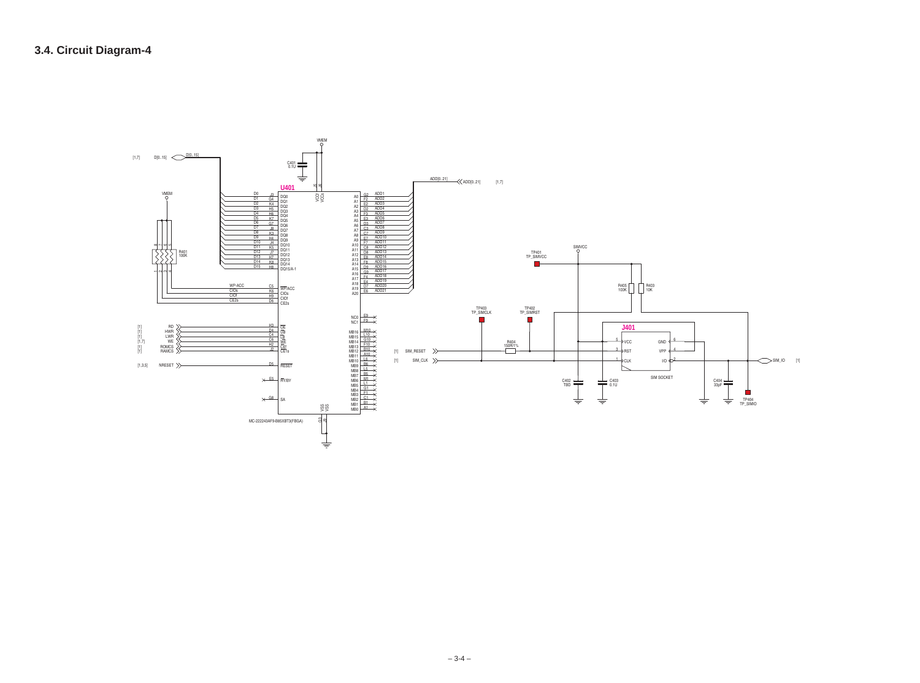## 3.4. Circuit Diagram-4

VMEM

C401 0.1U

U401

[1,7] D[0..15] D[0..15]

ADD[0..21] ADD[0..21] [1,7]

VMEM

R401 100K

D0 J3 DQ0
D1 G4 DQ1
D2 K4 DQ2
D3 H5 DQ3
D4 H6 DQ4
D5 K7 DQ5
D6 G7 DQ6
D7 J8 DQ7
D8 K3 DQ8
D9 H4 DQ9
D10 J4 DQ10
D11 K5 DQ11
D12 J7 DQ12
D13 H7 DQ13
D14 K8 DQ14
D15 H8 DQ15/A-1

WP-ACC C5 WP/ACC
CIOs K6 CIOs
CIOf H9 CIOf
CE2s D6 CE2s

A0 G2 ADD1
A1 F2 ADD2
A2 E2 ADD3
A3 D2 ADD4
A4 F3 ADD5
A5 E3 ADD6
A6 D3 ADD7
A7 C3 ADD8
A8 C7 ADD9
A9 E7 ADD10
A10 F7 ADD11
A11 C8 ADD12
A12 D8 ADD13
A13 E8 ADD14
A14 F8 ADD15
A15 D9 ADD16
A16 G9 ADD17
A17 F4 ADD18
A18 E4 ADD19
A19 D7 ADD20
A20 E6 ADD21

NC0 E9
NC1 F9

[1] RD H3 OE
[1] HWR D4 UB
[1] LWR C4 LB
[1,7] WE C6 WE
[1] ROMCS H2 CEf
[1] RAMCS J2 CE1s

[1,3,5] NRESET D5 RESET

E5 RY/BY

G8 SA

MB16 M10
MB15 L10
MB14 G10
MB13 F10
MB12 B10
MB11 A10
MB10 L6
MB9 B6
MB8 L5
MB7 B5
MB6 M1
MB5 L1
MB4 G1
MB3 F1
MB2 C1
MB1 B1
MB0 A1

VCC VCCs VSS VSS

MC-222243AF9-B85XBT3(FBGA)

SIMVCC

TP401 TP_SIMVCC

R405 100K

R403 10K

TP403 TP_SIMCLK

TP402 TP_SIMRST

J401

R404 150R/1%

[1] SIM_RESET

[1] SIM_CLK

5 VCC GND 6
3 RST VPP 4
1 CLK I/O 2

SIM SOCKET

SIM_IO [1]

C402 TBD

C403 0.1U

C404 33pF

TP404 TP_SIMIO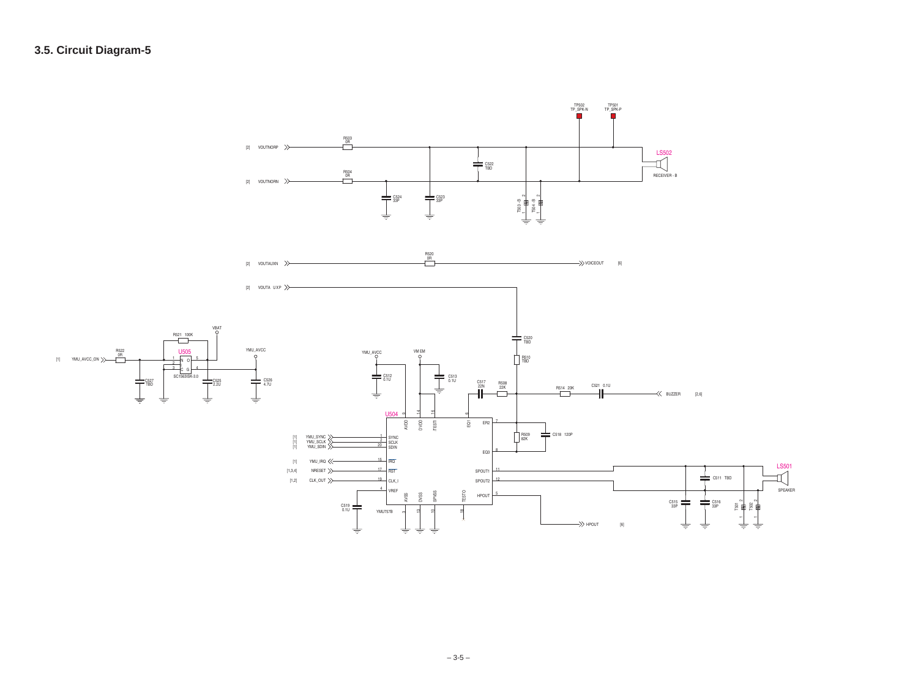## 3.5. Circuit Diagram-5

[2] VOUTNORP — R503 0R
[2] VOUTNORN — R504 0R

C524 33P, C523 33P, C522 TBD, T503 - B, T504 - B

TP502 TP_SPK-N, TP501 TP_SPK-P

LS502 RECEIVER - B

[2] VOUTAUXN — R520 0R — VOICEOUT [6]

[2] VOUTAUXP

[1] YMU_AVCC_ON — R522 0R

R521 100K, VBAT

U505 SC1563ISK-3.0 (IN 1, 2, C 3, O 5, G 4)

C527 TBD, C525 2.2U, YMU_AVCC, C526 4.7U

YMU_AVCC, C512 0.1U, VMEM, C513 0.1U

C520 TBD, R510 TBD, C517 22N, R508 22K, R514 20K, C521 0.1U, BUZZER [2,6]

U504 YMU757B

| Pin | Name |
|---|---|
| 9 | AVDD |
| 14 | DVDD |
| 16 | /TEST1 |
| 6 | EQ1 |
| 7 | EQ2 |
| 8 | EQ3 |
| 1 | SYNC |
| 2 | SCLK |
| 20 | SDIN |
| 15 | IRQ |
| 17 | RST |
| 19 | CLK_I |
| 4 | VREF |
| 3 | AVSS |
| 13 | DVSS |
| 10 | SPVSS |
| 18 | TEST0 |
| 11 | SPOUT1 |
| 12 | SPOUT2 |
| 5 | HPOUT |

[1] YMU_SYNC, [1] YMU_SCLK, [1] YMU_SDIN, [1] YMU_IRQ, [1,3,4] NRESET, [1,2] CLK_OUT

C519 0.1U, R509 82K, C518 120P

HPOUT [6]

C515 33P, C516 33P, C511 TBD, T501, T502

LS501 SPEAKER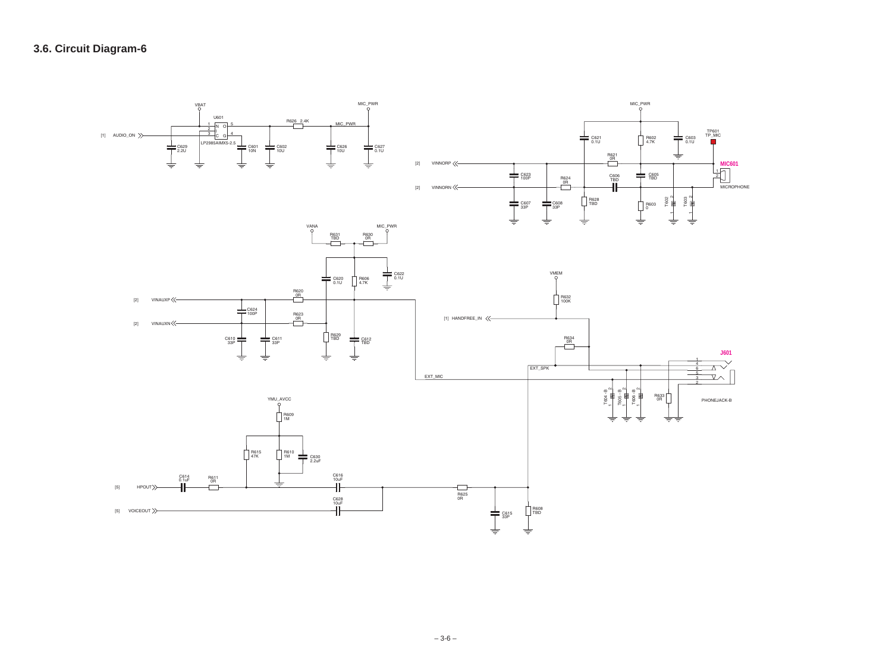## 3.6. Circuit Diagram-6

VBAT

U601

1 IN O 5
2
3 C G 4

LP2985AIMX5-2.5

[1] AUDIO_ON

C629 2.2U

C601 10N

C602 10U

R626 2.4K

MIC_PWR

C626 10U

C627 0.1U

MIC_PWR

MIC_PWR

C621 0.1U

R602 4.7K

C603 0.1U

TP601 TP_MIC

R621 0R

MIC601

[2] VINNORP

C623 100P

R624 0R

C606 TBD

C605 TBD

1
2

MICROPHONE

[2] VINNORN

C607 33P

C608 33P

R628 TBD

R603 0

T602

T603

VANA

R631 TBD

R630 0R

MIC_PWR

C620 0.1U

R606 4.7K

C622 0.1U

R620 0R

[2] VINAUXP

C624 100P

R623 0R

[2] VINAUXN

C610 33P

C611 33P

R629 TBD

C612 TBD

VMEM

R632 100K

[1] HANDFREE_IN

R634 0R

J601

EXT_SPK

1
4
6
5
3
2

EXT_MIC

T604 - B

T605 - B

T606 - B

R633 0R

PHONEJACK-B

YMU_AVCC

R609 1M

R615 47K

R610 1M

C630 2.2uF

C614 0.1uF

R611 0R

C616 10uF

[5] HPOUT

R625 0R

C628 10uF

[5] VOICEOUT

C615 33P

R608 TBD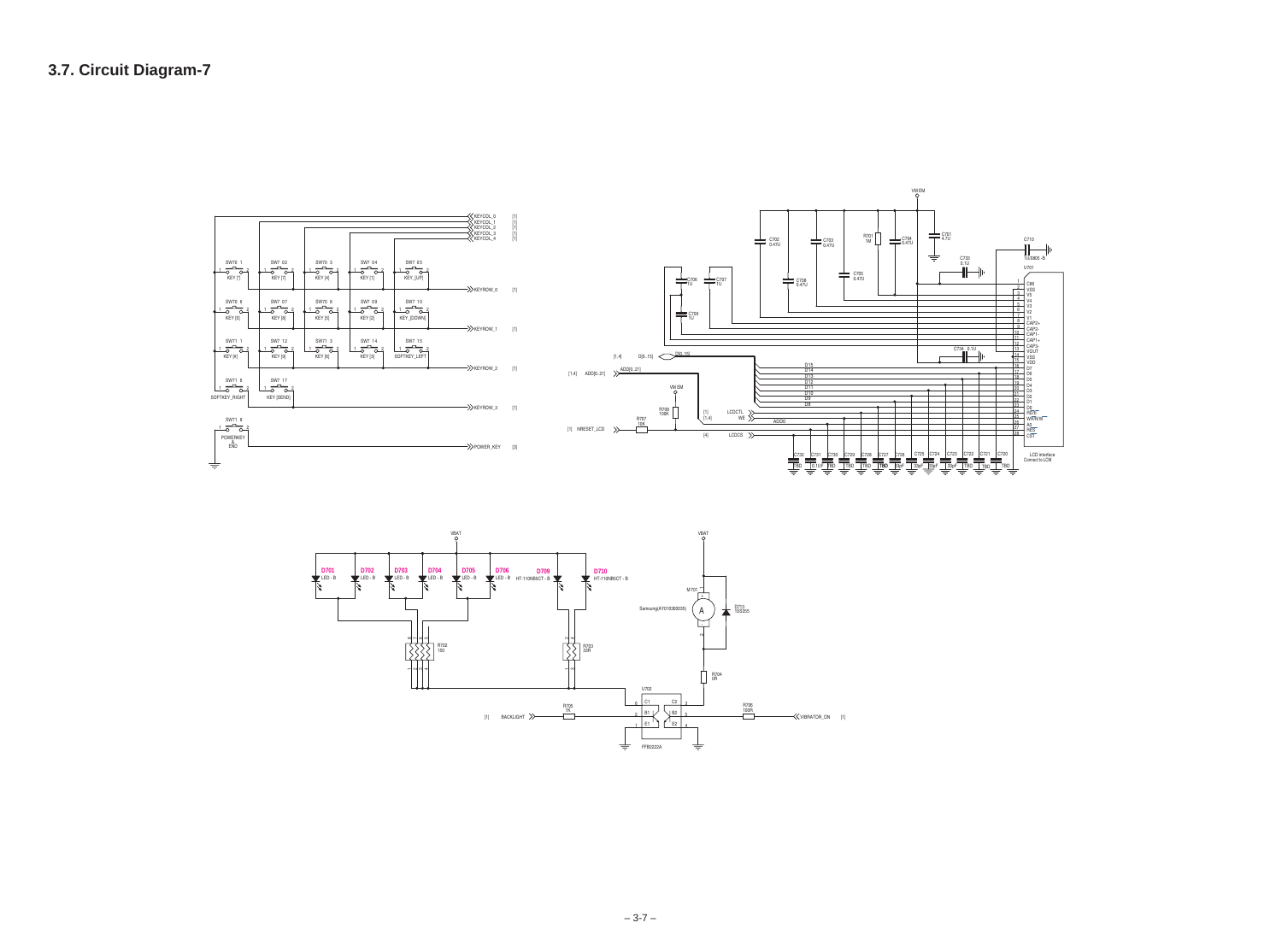## 3.7. Circuit Diagram-7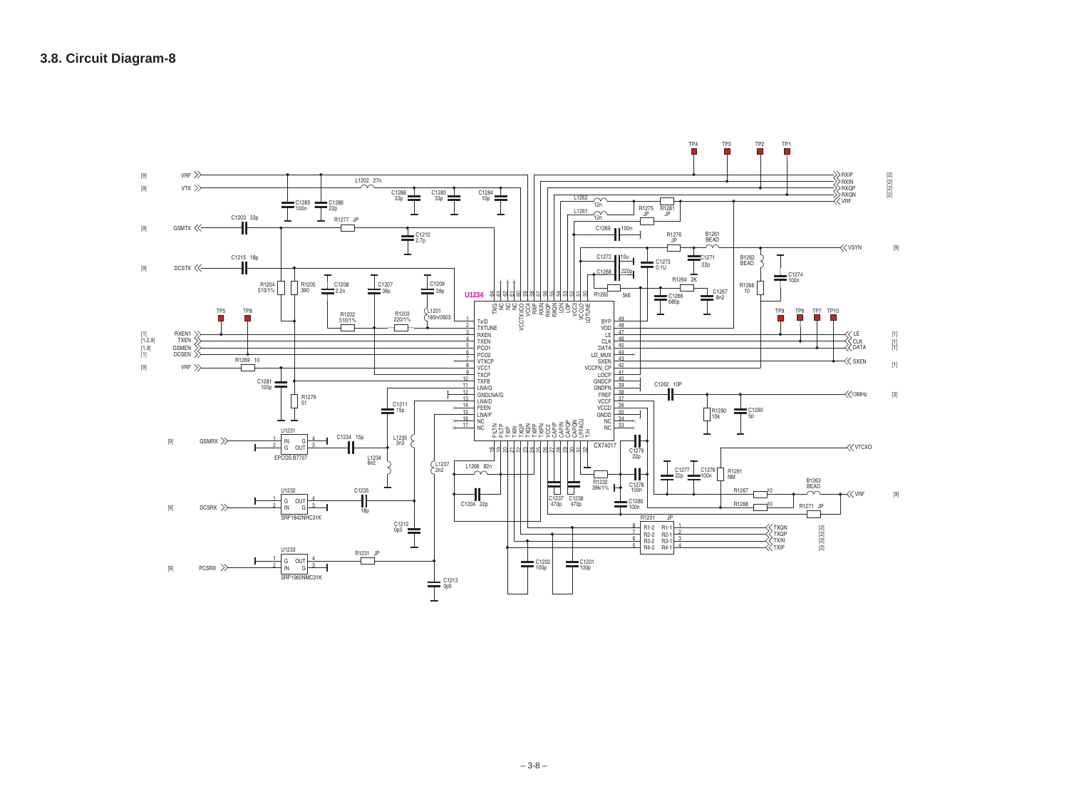## 3.8. Circuit Diagram-8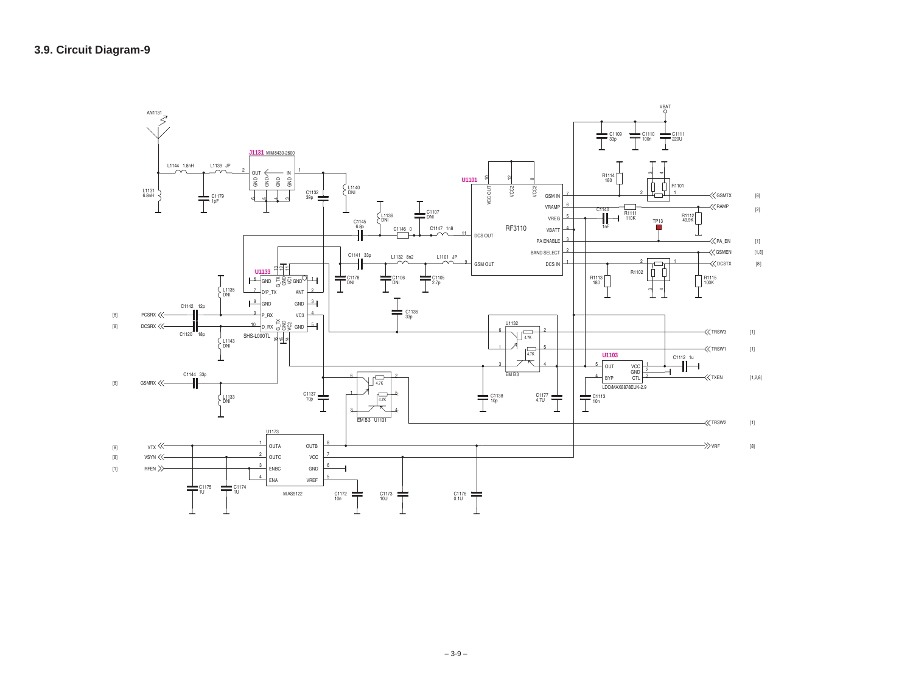## 3.9. Circuit Diagram-9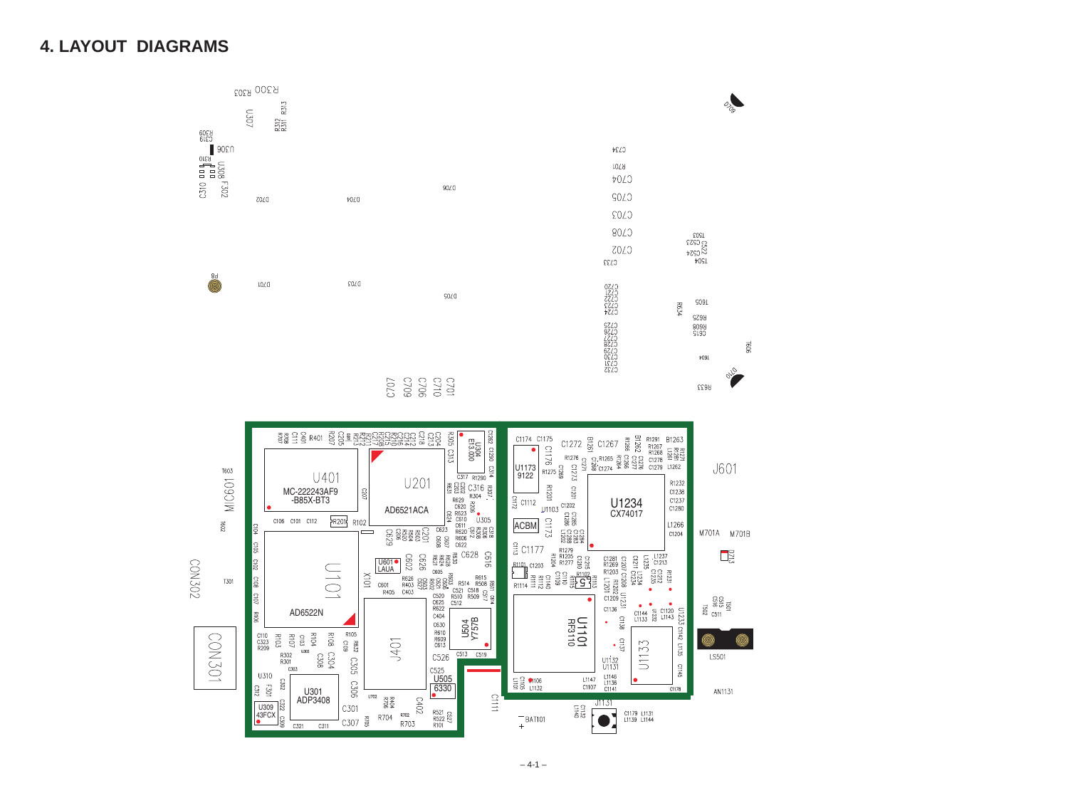# 4. LAYOUT DIAGRAMS